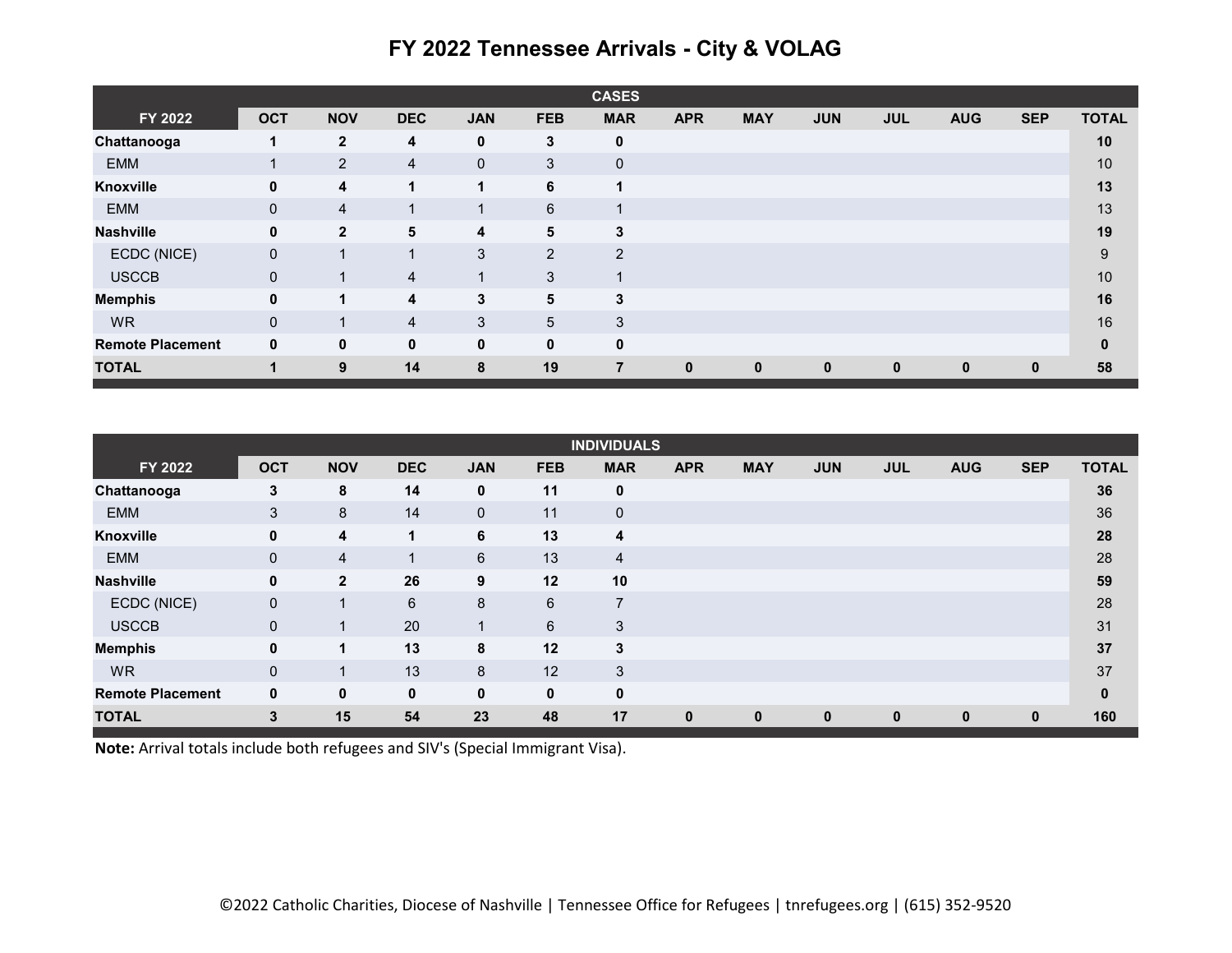# FY 2022 Tennessee Arrivals - City & VOLAG

| | | | | | | CASES | | | | | | | |
|---|---|---|---|---|---|---|---|---|---|---|---|---|---|
| **FY 2022** | **OCT** | **NOV** | **DEC** | **JAN** | **FEB** | **MAR** | **APR** | **MAY** | **JUN** | **JUL** | **AUG** | **SEP** | **TOTAL** |
| **Chattanooga** | **1** | **2** | **4** | **0** | **3** | **0** | | | | | | | **10** |
| EMM | 1 | 2 | 4 | 0 | 3 | 0 | | | | | | | 10 |
| **Knoxville** | **0** | **4** | **1** | **1** | **6** | **1** | | | | | | | **13** |
| EMM | 0 | 4 | 1 | 1 | 6 | 1 | | | | | | | 13 |
| **Nashville** | **0** | **2** | **5** | **4** | **5** | **3** | | | | | | | **19** |
| ECDC (NICE) | 0 | 1 | 1 | 3 | 2 | 2 | | | | | | | 9 |
| USCCB | 0 | 1 | 4 | 1 | 3 | 1 | | | | | | | 10 |
| **Memphis** | **0** | **1** | **4** | **3** | **5** | **3** | | | | | | | **16** |
| WR | 0 | 1 | 4 | 3 | 5 | 3 | | | | | | | 16 |
| **Remote Placement** | **0** | **0** | **0** | **0** | **0** | **0** | | | | | | | **0** |
| **TOTAL** | **1** | **9** | **14** | **8** | **19** | **7** | **0** | **0** | **0** | **0** | **0** | **0** | **58** |

| | | | | | | INDIVIDUALS | | | | | | | |
|---|---|---|---|---|---|---|---|---|---|---|---|---|---|
| **FY 2022** | **OCT** | **NOV** | **DEC** | **JAN** | **FEB** | **MAR** | **APR** | **MAY** | **JUN** | **JUL** | **AUG** | **SEP** | **TOTAL** |
| **Chattanooga** | **3** | **8** | **14** | **0** | **11** | **0** | | | | | | | **36** |
| EMM | 3 | 8 | 14 | 0 | 11 | 0 | | | | | | | 36 |
| **Knoxville** | **0** | **4** | **1** | **6** | **13** | **4** | | | | | | | **28** |
| EMM | 0 | 4 | 1 | 6 | 13 | 4 | | | | | | | 28 |
| **Nashville** | **0** | **2** | **26** | **9** | **12** | **10** | | | | | | | **59** |
| ECDC (NICE) | 0 | 1 | 6 | 8 | 6 | 7 | | | | | | | 28 |
| USCCB | 0 | 1 | 20 | 1 | 6 | 3 | | | | | | | 31 |
| **Memphis** | **0** | **1** | **13** | **8** | **12** | **3** | | | | | | | **37** |
| WR | 0 | 1 | 13 | 8 | 12 | 3 | | | | | | | 37 |
| **Remote Placement** | **0** | **0** | **0** | **0** | **0** | **0** | | | | | | | **0** |
| **TOTAL** | **3** | **15** | **54** | **23** | **48** | **17** | **0** | **0** | **0** | **0** | **0** | **0** | **160** |

**Note:** Arrival totals include both refugees and SIV's (Special Immigrant Visa).

©2022 Catholic Charities, Diocese of Nashville | Tennessee Office for Refugees | tnrefugees.org | (615) 352-9520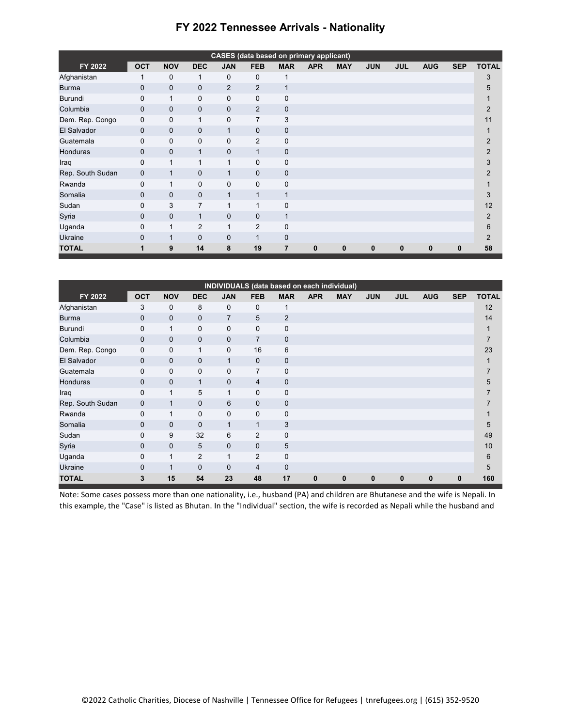# FY 2022 Tennessee Arrivals - Nationality

| CASES (data based on primary applicant) | | | | | | | | | | | | | |
|---|---|---|---|---|---|---|---|---|---|---|---|---|---|
| FY 2022 | OCT | NOV | DEC | JAN | FEB | MAR | APR | MAY | JUN | JUL | AUG | SEP | TOTAL |
| Afghanistan | 1 | 0 | 1 | 0 | 0 | 1 | | | | | | | 3 |
| Burma | 0 | 0 | 0 | 2 | 2 | 1 | | | | | | | 5 |
| Burundi | 0 | 1 | 0 | 0 | 0 | 0 | | | | | | | 1 |
| Columbia | 0 | 0 | 0 | 0 | 2 | 0 | | | | | | | 2 |
| Dem. Rep. Congo | 0 | 0 | 1 | 0 | 7 | 3 | | | | | | | 11 |
| El Salvador | 0 | 0 | 0 | 1 | 0 | 0 | | | | | | | 1 |
| Guatemala | 0 | 0 | 0 | 0 | 2 | 0 | | | | | | | 2 |
| Honduras | 0 | 0 | 1 | 0 | 1 | 0 | | | | | | | 2 |
| Iraq | 0 | 1 | 1 | 1 | 0 | 0 | | | | | | | 3 |
| Rep. South Sudan | 0 | 1 | 0 | 1 | 0 | 0 | | | | | | | 2 |
| Rwanda | 0 | 1 | 0 | 0 | 0 | 0 | | | | | | | 1 |
| Somalia | 0 | 0 | 0 | 1 | 1 | 1 | | | | | | | 3 |
| Sudan | 0 | 3 | 7 | 1 | 1 | 0 | | | | | | | 12 |
| Syria | 0 | 0 | 1 | 0 | 0 | 1 | | | | | | | 2 |
| Uganda | 0 | 1 | 2 | 1 | 2 | 0 | | | | | | | 6 |
| Ukraine | 0 | 1 | 0 | 0 | 1 | 0 | | | | | | | 2 |
| **TOTAL** | **1** | **9** | **14** | **8** | **19** | **7** | **0** | **0** | **0** | **0** | **0** | **0** | **58** |

| INDIVIDUALS (data based on each individual) | | | | | | | | | | | | | |
|---|---|---|---|---|---|---|---|---|---|---|---|---|---|
| FY 2022 | OCT | NOV | DEC | JAN | FEB | MAR | APR | MAY | JUN | JUL | AUG | SEP | TOTAL |
| Afghanistan | 3 | 0 | 8 | 0 | 0 | 1 | | | | | | | 12 |
| Burma | 0 | 0 | 0 | 7 | 5 | 2 | | | | | | | 14 |
| Burundi | 0 | 1 | 0 | 0 | 0 | 0 | | | | | | | 1 |
| Columbia | 0 | 0 | 0 | 0 | 7 | 0 | | | | | | | 7 |
| Dem. Rep. Congo | 0 | 0 | 1 | 0 | 16 | 6 | | | | | | | 23 |
| El Salvador | 0 | 0 | 0 | 1 | 0 | 0 | | | | | | | 1 |
| Guatemala | 0 | 0 | 0 | 0 | 7 | 0 | | | | | | | 7 |
| Honduras | 0 | 0 | 1 | 0 | 4 | 0 | | | | | | | 5 |
| Iraq | 0 | 1 | 5 | 1 | 0 | 0 | | | | | | | 7 |
| Rep. South Sudan | 0 | 1 | 0 | 6 | 0 | 0 | | | | | | | 7 |
| Rwanda | 0 | 1 | 0 | 0 | 0 | 0 | | | | | | | 1 |
| Somalia | 0 | 0 | 0 | 1 | 1 | 3 | | | | | | | 5 |
| Sudan | 0 | 9 | 32 | 6 | 2 | 0 | | | | | | | 49 |
| Syria | 0 | 0 | 5 | 0 | 0 | 5 | | | | | | | 10 |
| Uganda | 0 | 1 | 2 | 1 | 2 | 0 | | | | | | | 6 |
| Ukraine | 0 | 1 | 0 | 0 | 4 | 0 | | | | | | | 5 |
| **TOTAL** | **3** | **15** | **54** | **23** | **48** | **17** | **0** | **0** | **0** | **0** | **0** | **0** | **160** |

Note: Some cases possess more than one nationality, i.e., husband (PA) and children are Bhutanese and the wife is Nepali. In this example, the "Case" is listed as Bhutan. In the "Individual" section, the wife is recorded as Nepali while the husband and

©2022 Catholic Charities, Diocese of Nashville | Tennessee Office for Refugees | tnrefugees.org | (615) 352-9520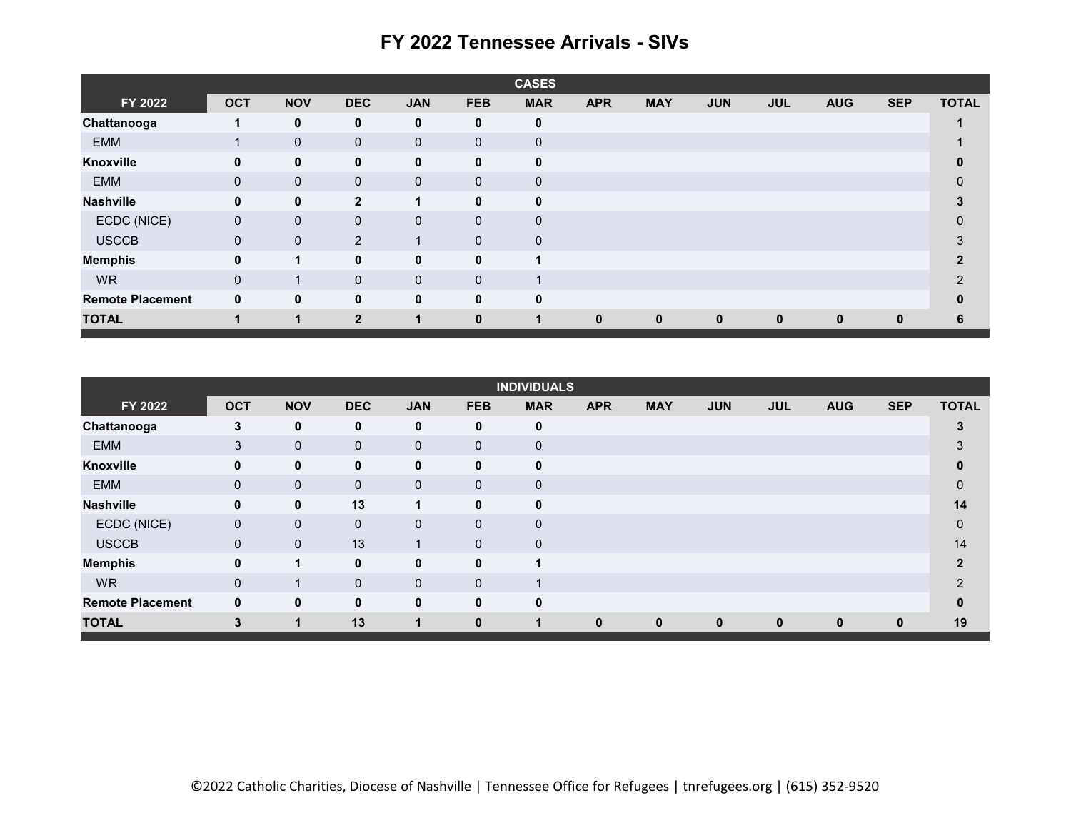# FY 2022 Tennessee Arrivals - SIVs

| CASES | | | | | | | | | | | | | |
|---|---|---|---|---|---|---|---|---|---|---|---|---|---|
| **FY 2022** | **OCT** | **NOV** | **DEC** | **JAN** | **FEB** | **MAR** | **APR** | **MAY** | **JUN** | **JUL** | **AUG** | **SEP** | **TOTAL** |
| **Chattanooga** | **1** | **0** | **0** | **0** | **0** | **0** | | | | | | | **1** |
| EMM | 1 | 0 | 0 | 0 | 0 | 0 | | | | | | | 1 |
| **Knoxville** | **0** | **0** | **0** | **0** | **0** | **0** | | | | | | | **0** |
| EMM | 0 | 0 | 0 | 0 | 0 | 0 | | | | | | | 0 |
| **Nashville** | **0** | **0** | **2** | **1** | **0** | **0** | | | | | | | **3** |
| ECDC (NICE) | 0 | 0 | 0 | 0 | 0 | 0 | | | | | | | 0 |
| USCCB | 0 | 0 | 2 | 1 | 0 | 0 | | | | | | | 3 |
| **Memphis** | **0** | **1** | **0** | **0** | **0** | **1** | | | | | | | **2** |
| WR | 0 | 1 | 0 | 0 | 0 | 1 | | | | | | | 2 |
| **Remote Placement** | **0** | **0** | **0** | **0** | **0** | **0** | | | | | | | **0** |
| **TOTAL** | **1** | **1** | **2** | **1** | **0** | **1** | **0** | **0** | **0** | **0** | **0** | **0** | **6** |

| INDIVIDUALS | | | | | | | | | | | | | |
|---|---|---|---|---|---|---|---|---|---|---|---|---|---|
| **FY 2022** | **OCT** | **NOV** | **DEC** | **JAN** | **FEB** | **MAR** | **APR** | **MAY** | **JUN** | **JUL** | **AUG** | **SEP** | **TOTAL** |
| **Chattanooga** | **3** | **0** | **0** | **0** | **0** | **0** | | | | | | | **3** |
| EMM | 3 | 0 | 0 | 0 | 0 | 0 | | | | | | | 3 |
| **Knoxville** | **0** | **0** | **0** | **0** | **0** | **0** | | | | | | | **0** |
| EMM | 0 | 0 | 0 | 0 | 0 | 0 | | | | | | | 0 |
| **Nashville** | **0** | **0** | **13** | **1** | **0** | **0** | | | | | | | **14** |
| ECDC (NICE) | 0 | 0 | 0 | 0 | 0 | 0 | | | | | | | 0 |
| USCCB | 0 | 0 | 13 | 1 | 0 | 0 | | | | | | | 14 |
| **Memphis** | **0** | **1** | **0** | **0** | **0** | **1** | | | | | | | **2** |
| WR | 0 | 1 | 0 | 0 | 0 | 1 | | | | | | | 2 |
| **Remote Placement** | **0** | **0** | **0** | **0** | **0** | **0** | | | | | | | **0** |
| **TOTAL** | **3** | **1** | **13** | **1** | **0** | **1** | **0** | **0** | **0** | **0** | **0** | **0** | **19** |

©2022 Catholic Charities, Diocese of Nashville | Tennessee Office for Refugees | tnrefugees.org | (615) 352-9520